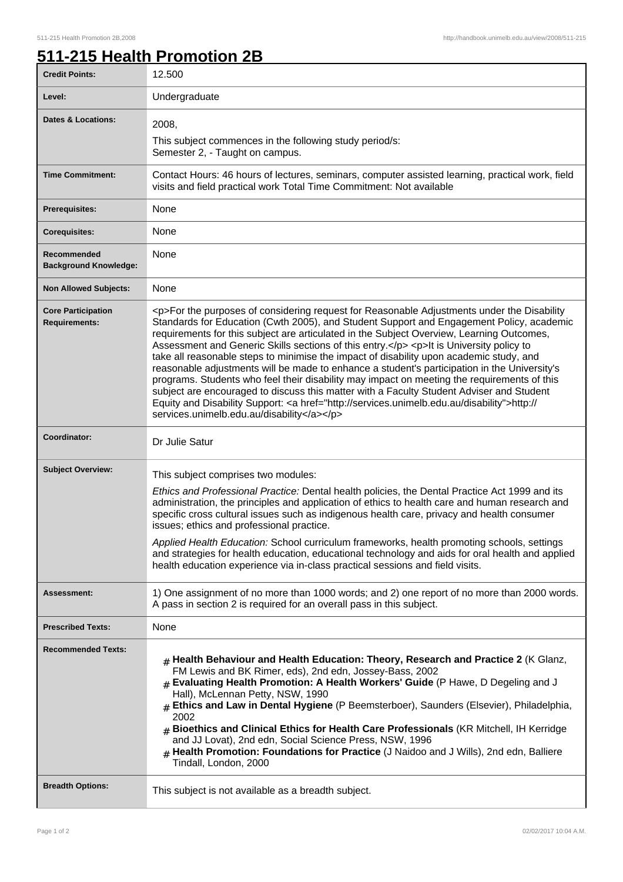# 511-215 Health Promotion 2B

| | |
|---|---|
| **Credit Points:** | 12.500 |
| **Level:** | Undergraduate |
| **Dates & Locations:** | 2008,<br>This subject commences in the following study period/s:<br>Semester 2, - Taught on campus. |
| **Time Commitment:** | Contact Hours: 46 hours of lectures, seminars, computer assisted learning, practical work, field visits and field practical work Total Time Commitment: Not available |
| **Prerequisites:** | None |
| **Corequisites:** | None |
| **Recommended Background Knowledge:** | None |
| **Non Allowed Subjects:** | None |
| **Core Participation Requirements:** | <p>For the purposes of considering request for Reasonable Adjustments under the Disability Standards for Education (Cwth 2005), and Student Support and Engagement Policy, academic requirements for this subject are articulated in the Subject Overview, Learning Outcomes, Assessment and Generic Skills sections of this entry.</p> <p>It is University policy to take all reasonable steps to minimise the impact of disability upon academic study, and reasonable adjustments will be made to enhance a student's participation in the University's programs. Students who feel their disability may impact on meeting the requirements of this subject are encouraged to discuss this matter with a Faculty Student Adviser and Student Equity and Disability Support: <a href="http://services.unimelb.edu.au/disability">http://services.unimelb.edu.au/disability</a></p> |
| **Coordinator:** | Dr Julie Satur |
| **Subject Overview:** | This subject comprises two modules:<br>*Ethics and Professional Practice:* Dental health policies, the Dental Practice Act 1999 and its administration, the principles and application of ethics to health care and human research and specific cross cultural issues such as indigenous health care, privacy and health consumer issues; ethics and professional practice.<br>*Applied Health Education:* School curriculum frameworks, health promoting schools, settings and strategies for health education, educational technology and aids for oral health and applied health education experience via in-class practical sessions and field visits. |
| **Assessment:** | 1) One assignment of no more than 1000 words; and 2) one report of no more than 2000 words. A pass in section 2 is required for an overall pass in this subject. |
| **Prescribed Texts:** | None |
| **Recommended Texts:** | # **Health Behaviour and Health Education: Theory, Research and Practice 2** (K Glanz, FM Lewis and BK Rimer, eds), 2nd edn, Jossey-Bass, 2002<br># **Evaluating Health Promotion: A Health Workers' Guide** (P Hawe, D Degeling and J Hall), McLennan Petty, NSW, 1990<br># **Ethics and Law in Dental Hygiene** (P Beemsterboer), Saunders (Elsevier), Philadelphia, 2002<br># **Bioethics and Clinical Ethics for Health Care Professionals** (KR Mitchell, IH Kerridge and JJ Lovat), 2nd edn, Social Science Press, NSW, 1996<br># **Health Promotion: Foundations for Practice** (J Naidoo and J Wills), 2nd edn, Balliere Tindall, London, 2000 |
| **Breadth Options:** | This subject is not available as a breadth subject. |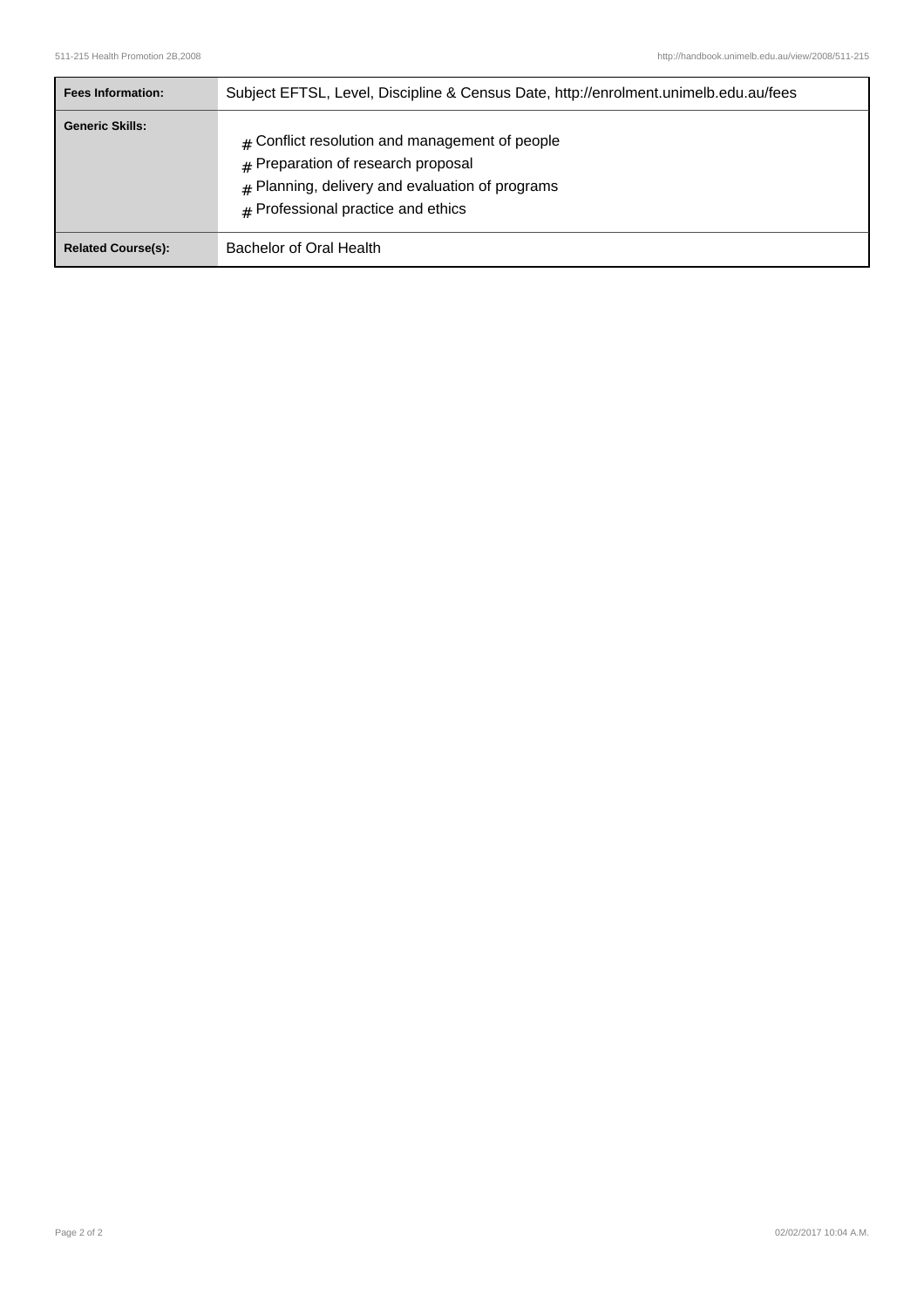| | |
|---|---|
| **Fees Information:** | Subject EFTSL, Level, Discipline & Census Date, http://enrolment.unimelb.edu.au/fees |
| **Generic Skills:** | # Conflict resolution and management of people<br># Preparation of research proposal<br># Planning, delivery and evaluation of programs<br># Professional practice and ethics |
| **Related Course(s):** | Bachelor of Oral Health |